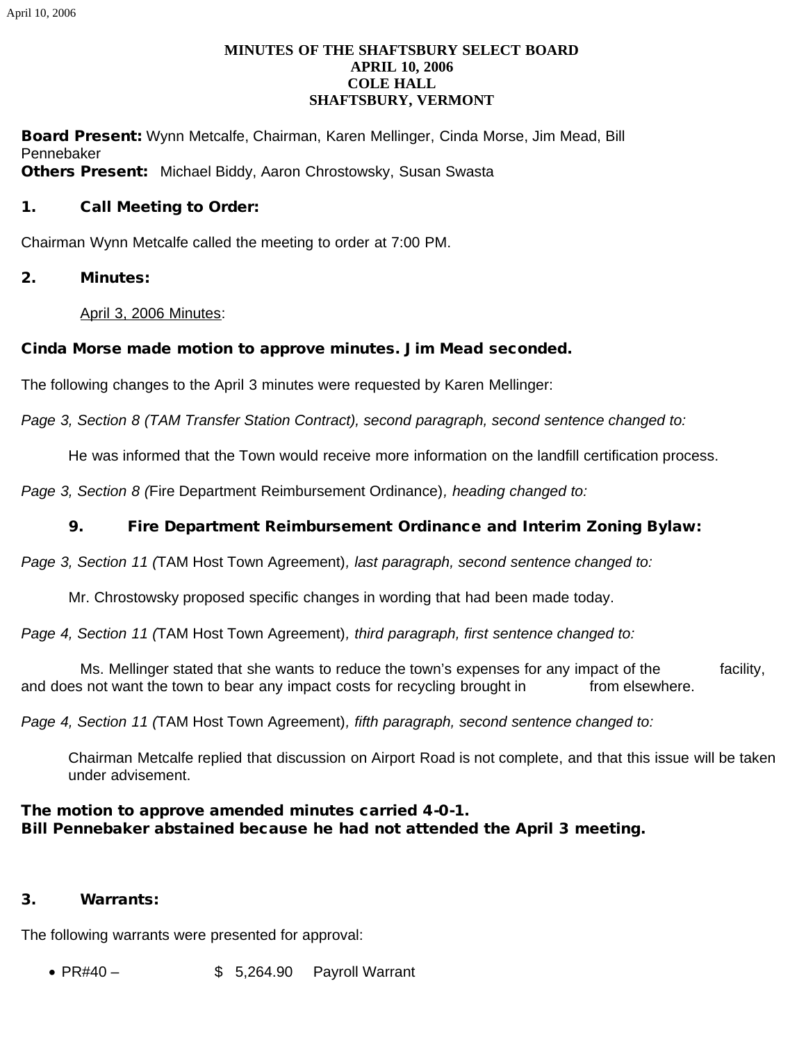# MINUTES OF THE SHAFTSBURY SELECT BOARD
## APRIL 10, 2006
## COLE HALL
## SHAFTSBURY, VERMONT

**Board Present:** Wynn Metcalfe, Chairman, Karen Mellinger, Cinda Morse, Jim Mead, Bill Pennebaker
**Others Present:** Michael Biddy, Aaron Chrostowsky, Susan Swasta

### 1. Call Meeting to Order:

Chairman Wynn Metcalfe called the meeting to order at 7:00 PM.

### 2. Minutes:

April 3, 2006 Minutes:

**Cinda Morse made motion to approve minutes. Jim Mead seconded.**

The following changes to the April 3 minutes were requested by Karen Mellinger:

*Page 3, Section 8 (TAM Transfer Station Contract), second paragraph, second sentence changed to:*

> He was informed that the Town would receive more information on the landfill certification process.

*Page 3, Section 8 (*Fire Department Reimbursement Ordinance*), heading changed to:*

> **9. Fire Department Reimbursement Ordinance and Interim Zoning Bylaw:**

*Page 3, Section 11 (*TAM Host Town Agreement*), last paragraph, second sentence changed to:*

> Mr. Chrostowsky proposed specific changes in wording that had been made today.

*Page 4, Section 11 (*TAM Host Town Agreement*), third paragraph, first sentence changed to:*

> Ms. Mellinger stated that she wants to reduce the town's expenses for any impact of the facility, and does not want the town to bear any impact costs for recycling brought in from elsewhere.

*Page 4, Section 11 (*TAM Host Town Agreement*), fifth paragraph, second sentence changed to:*

> Chairman Metcalfe replied that discussion on Airport Road is not complete, and that this issue will be taken under advisement.

**The motion to approve amended minutes carried 4-0-1.**
**Bill Pennebaker abstained because he had not attended the April 3 meeting.**

### 3. Warrants:

The following warrants were presented for approval:

- PR#40 – $ 5,264.90 Payroll Warrant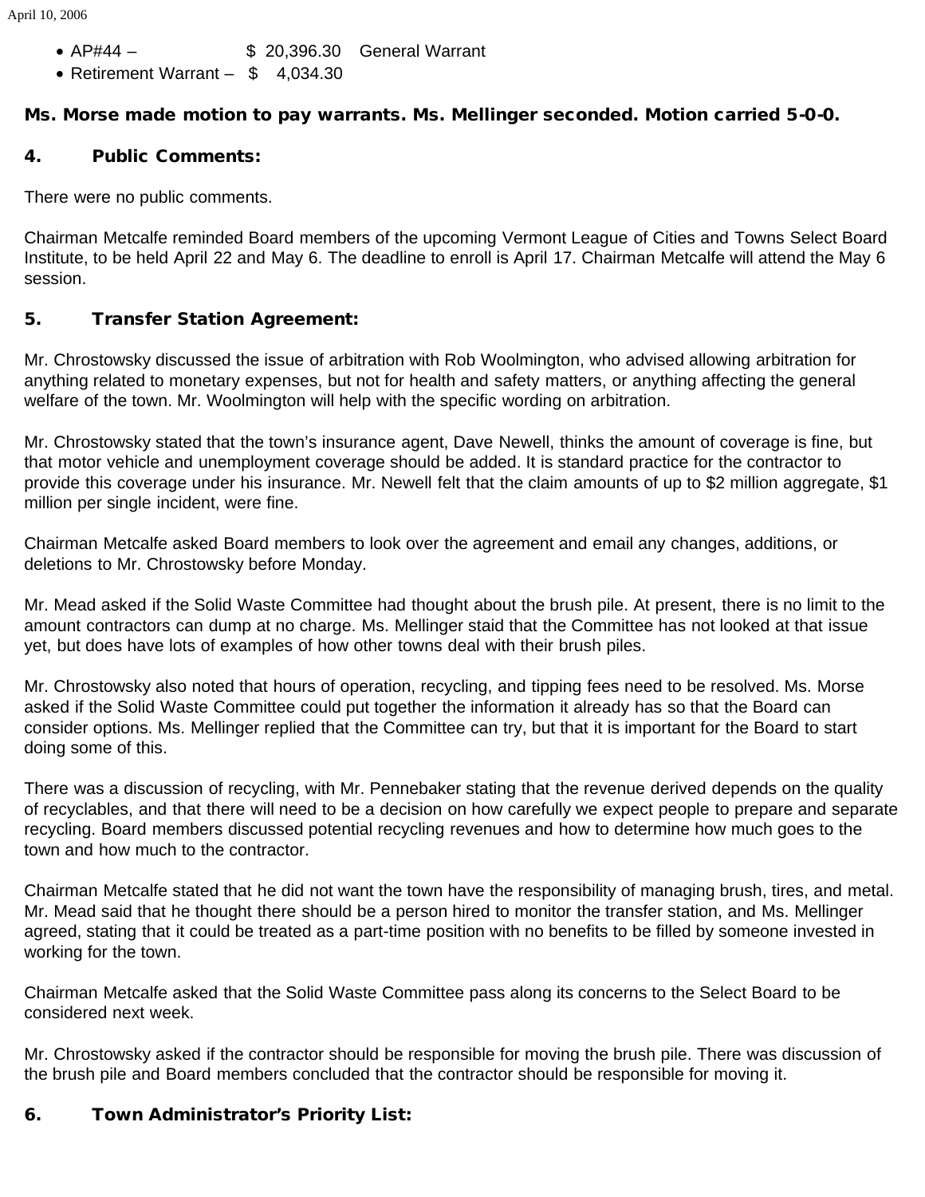- AP#44 – $ 20,396.30 General Warrant
- Retirement Warrant – $ 4,034.30

**Ms. Morse made motion to pay warrants. Ms. Mellinger seconded. Motion carried 5-0-0.**

### 4. Public Comments:

There were no public comments.

Chairman Metcalfe reminded Board members of the upcoming Vermont League of Cities and Towns Select Board Institute, to be held April 22 and May 6. The deadline to enroll is April 17. Chairman Metcalfe will attend the May 6 session.

### 5. Transfer Station Agreement:

Mr. Chrostowsky discussed the issue of arbitration with Rob Woolmington, who advised allowing arbitration for anything related to monetary expenses, but not for health and safety matters, or anything affecting the general welfare of the town. Mr. Woolmington will help with the specific wording on arbitration.

Mr. Chrostowsky stated that the town's insurance agent, Dave Newell, thinks the amount of coverage is fine, but that motor vehicle and unemployment coverage should be added. It is standard practice for the contractor to provide this coverage under his insurance. Mr. Newell felt that the claim amounts of up to $2 million aggregate, $1 million per single incident, were fine.

Chairman Metcalfe asked Board members to look over the agreement and email any changes, additions, or deletions to Mr. Chrostowsky before Monday.

Mr. Mead asked if the Solid Waste Committee had thought about the brush pile. At present, there is no limit to the amount contractors can dump at no charge. Ms. Mellinger staid that the Committee has not looked at that issue yet, but does have lots of examples of how other towns deal with their brush piles.

Mr. Chrostowsky also noted that hours of operation, recycling, and tipping fees need to be resolved. Ms. Morse asked if the Solid Waste Committee could put together the information it already has so that the Board can consider options. Ms. Mellinger replied that the Committee can try, but that it is important for the Board to start doing some of this.

There was a discussion of recycling, with Mr. Pennebaker stating that the revenue derived depends on the quality of recyclables, and that there will need to be a decision on how carefully we expect people to prepare and separate recycling. Board members discussed potential recycling revenues and how to determine how much goes to the town and how much to the contractor.

Chairman Metcalfe stated that he did not want the town have the responsibility of managing brush, tires, and metal. Mr. Mead said that he thought there should be a person hired to monitor the transfer station, and Ms. Mellinger agreed, stating that it could be treated as a part-time position with no benefits to be filled by someone invested in working for the town.

Chairman Metcalfe asked that the Solid Waste Committee pass along its concerns to the Select Board to be considered next week.

Mr. Chrostowsky asked if the contractor should be responsible for moving the brush pile. There was discussion of the brush pile and Board members concluded that the contractor should be responsible for moving it.

### 6. Town Administrator's Priority List: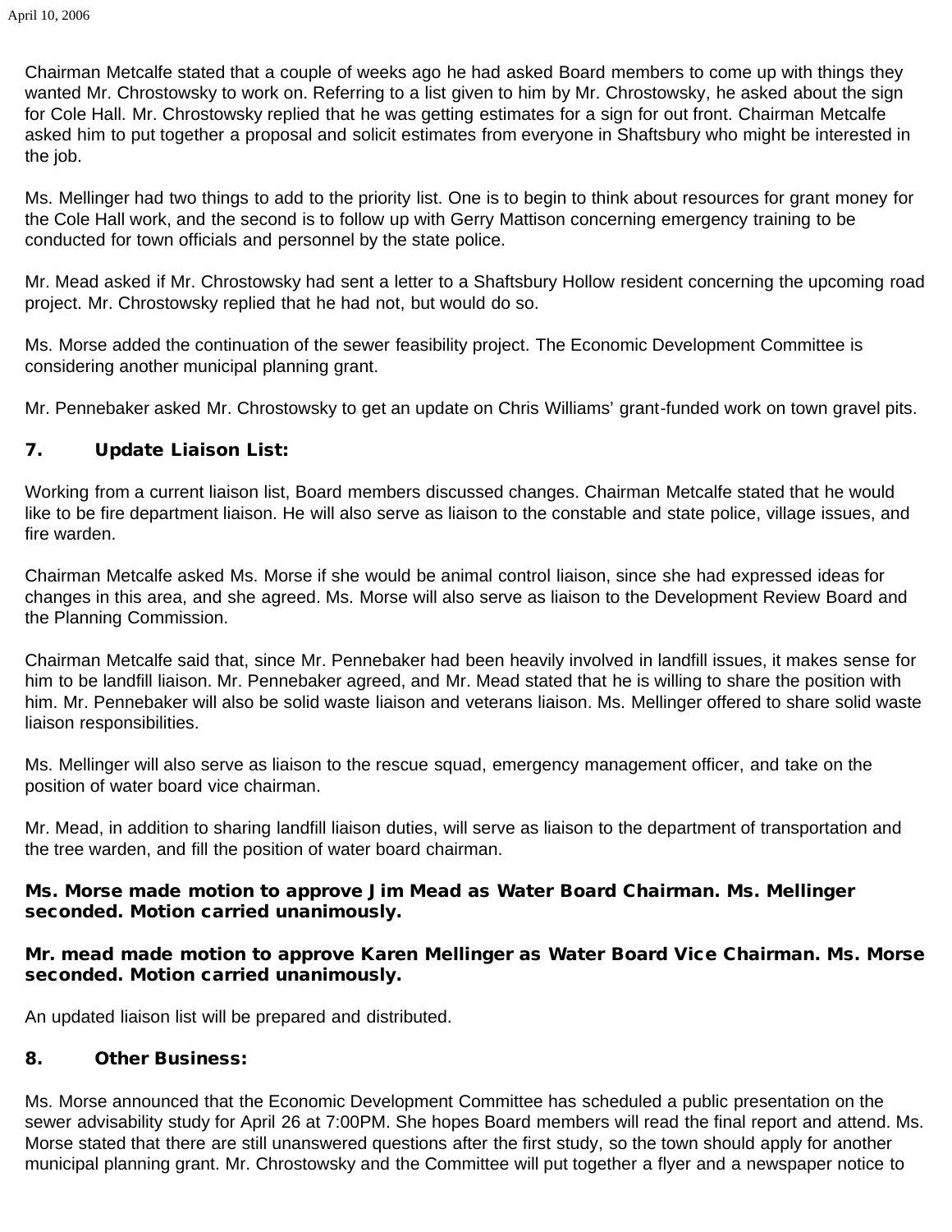Chairman Metcalfe stated that a couple of weeks ago he had asked Board members to come up with things they wanted Mr. Chrostowsky to work on. Referring to a list given to him by Mr. Chrostowsky, he asked about the sign for Cole Hall. Mr. Chrostowsky replied that he was getting estimates for a sign for out front. Chairman Metcalfe asked him to put together a proposal and solicit estimates from everyone in Shaftsbury who might be interested in the job.

Ms. Mellinger had two things to add to the priority list. One is to begin to think about resources for grant money for the Cole Hall work, and the second is to follow up with Gerry Mattison concerning emergency training to be conducted for town officials and personnel by the state police.

Mr. Mead asked if Mr. Chrostowsky had sent a letter to a Shaftsbury Hollow resident concerning the upcoming road project. Mr. Chrostowsky replied that he had not, but would do so.

Ms. Morse added the continuation of the sewer feasibility project. The Economic Development Committee is considering another municipal planning grant.

Mr. Pennebaker asked Mr. Chrostowsky to get an update on Chris Williams' grant-funded work on town gravel pits.

## 7. Update Liaison List:

Working from a current liaison list, Board members discussed changes. Chairman Metcalfe stated that he would like to be fire department liaison. He will also serve as liaison to the constable and state police, village issues, and fire warden.

Chairman Metcalfe asked Ms. Morse if she would be animal control liaison, since she had expressed ideas for changes in this area, and she agreed. Ms. Morse will also serve as liaison to the Development Review Board and the Planning Commission.

Chairman Metcalfe said that, since Mr. Pennebaker had been heavily involved in landfill issues, it makes sense for him to be landfill liaison. Mr. Pennebaker agreed, and Mr. Mead stated that he is willing to share the position with him. Mr. Pennebaker will also be solid waste liaison and veterans liaison. Ms. Mellinger offered to share solid waste liaison responsibilities.

Ms. Mellinger will also serve as liaison to the rescue squad, emergency management officer, and take on the position of water board vice chairman.

Mr. Mead, in addition to sharing landfill liaison duties, will serve as liaison to the department of transportation and the tree warden, and fill the position of water board chairman.

**Ms. Morse made motion to approve Jim Mead as Water Board Chairman. Ms. Mellinger seconded. Motion carried unanimously.**

**Mr. mead made motion to approve Karen Mellinger as Water Board Vice Chairman. Ms. Morse seconded. Motion carried unanimously.**

An updated liaison list will be prepared and distributed.

## 8. Other Business:

Ms. Morse announced that the Economic Development Committee has scheduled a public presentation on the sewer advisability study for April 26 at 7:00PM. She hopes Board members will read the final report and attend. Ms. Morse stated that there are still unanswered questions after the first study, so the town should apply for another municipal planning grant. Mr. Chrostowsky and the Committee will put together a flyer and a newspaper notice to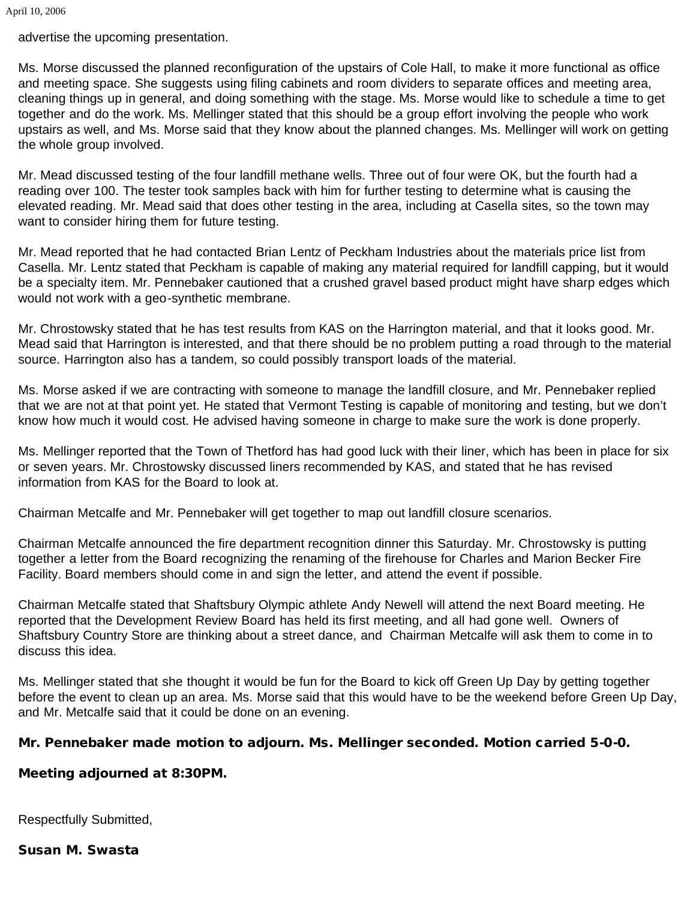advertise the upcoming presentation.

Ms. Morse discussed the planned reconfiguration of the upstairs of Cole Hall, to make it more functional as office and meeting space. She suggests using filing cabinets and room dividers to separate offices and meeting area, cleaning things up in general, and doing something with the stage. Ms. Morse would like to schedule a time to get together and do the work. Ms. Mellinger stated that this should be a group effort involving the people who work upstairs as well, and Ms. Morse said that they know about the planned changes. Ms. Mellinger will work on getting the whole group involved.

Mr. Mead discussed testing of the four landfill methane wells. Three out of four were OK, but the fourth had a reading over 100. The tester took samples back with him for further testing to determine what is causing the elevated reading. Mr. Mead said that does other testing in the area, including at Casella sites, so the town may want to consider hiring them for future testing.

Mr. Mead reported that he had contacted Brian Lentz of Peckham Industries about the materials price list from Casella. Mr. Lentz stated that Peckham is capable of making any material required for landfill capping, but it would be a specialty item. Mr. Pennebaker cautioned that a crushed gravel based product might have sharp edges which would not work with a geo-synthetic membrane.

Mr. Chrostowsky stated that he has test results from KAS on the Harrington material, and that it looks good. Mr. Mead said that Harrington is interested, and that there should be no problem putting a road through to the material source. Harrington also has a tandem, so could possibly transport loads of the material.

Ms. Morse asked if we are contracting with someone to manage the landfill closure, and Mr. Pennebaker replied that we are not at that point yet. He stated that Vermont Testing is capable of monitoring and testing, but we don't know how much it would cost. He advised having someone in charge to make sure the work is done properly.

Ms. Mellinger reported that the Town of Thetford has had good luck with their liner, which has been in place for six or seven years. Mr. Chrostowsky discussed liners recommended by KAS, and stated that he has revised information from KAS for the Board to look at.

Chairman Metcalfe and Mr. Pennebaker will get together to map out landfill closure scenarios.

Chairman Metcalfe announced the fire department recognition dinner this Saturday. Mr. Chrostowsky is putting together a letter from the Board recognizing the renaming of the firehouse for Charles and Marion Becker Fire Facility. Board members should come in and sign the letter, and attend the event if possible.

Chairman Metcalfe stated that Shaftsbury Olympic athlete Andy Newell will attend the next Board meeting. He reported that the Development Review Board has held its first meeting, and all had gone well. Owners of Shaftsbury Country Store are thinking about a street dance, and Chairman Metcalfe will ask them to come in to discuss this idea.

Ms. Mellinger stated that she thought it would be fun for the Board to kick off Green Up Day by getting together before the event to clean up an area. Ms. Morse said that this would have to be the weekend before Green Up Day, and Mr. Metcalfe said that it could be done on an evening.

**Mr. Pennebaker made motion to adjourn. Ms. Mellinger seconded. Motion carried 5-0-0.**

**Meeting adjourned at 8:30PM.**

Respectfully Submitted,

**Susan M. Swasta**